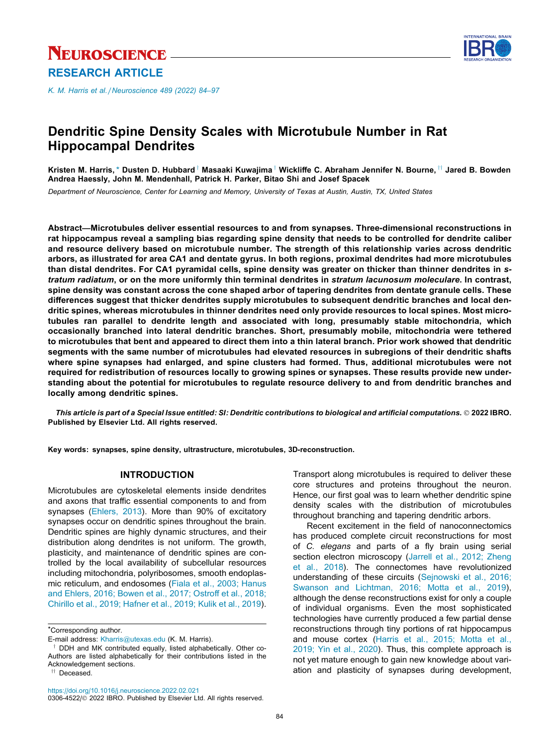# Dendritic Spine Density Scales with Microtubule Number in Rat Hippocampal Dendrites

**Kristen M. Harris,* Dusten D. Hubbard† Masaaki Kuwajima† Wickliffe C. Abraham Jennifer N. Bourne,†† Jared B. Bowden Andrea Haessly, John M. Mendenhall, Patrick H. Parker, Bitao Shi and Josef Spacek**

*Department of Neuroscience, Center for Learning and Memory, University of Texas at Austin, Austin, TX, United States*

**Abstract—Microtubules deliver essential resources to and from synapses. Three-dimensional reconstructions in rat hippocampus reveal a sampling bias regarding spine density that needs to be controlled for dendrite caliber and resource delivery based on microtubule number. The strength of this relationship varies across dendritic arbors, as illustrated for area CA1 and dentate gyrus. In both regions, proximal dendrites had more microtubules than distal dendrites. For CA1 pyramidal cells, spine density was greater on thicker than thinner dendrites in *stratum radiatum*, or on the more uniformly thin terminal dendrites in *stratum lacunosum moleculare*. In contrast, spine density was constant across the cone shaped arbor of tapering dendrites from dentate granule cells. These differences suggest that thicker dendrites supply microtubules to subsequent dendritic branches and local dendritic spines, whereas microtubules in thinner dendrites need only provide resources to local spines. Most microtubules ran parallel to dendrite length and associated with long, presumably stable mitochondria, which occasionally branched into lateral dendritic branches. Short, presumably mobile, mitochondria were tethered to microtubules that bent and appeared to direct them into a thin lateral branch. Prior work showed that dendritic segments with the same number of microtubules had elevated resources in subregions of their dendritic shafts where spine synapses had enlarged, and spine clusters had formed. Thus, additional microtubules were not required for redistribution of resources locally to growing spines or synapses. These results provide new understanding about the potential for microtubules to regulate resource delivery to and from dendritic branches and locally among dendritic spines.**

***This article is part of a Special Issue entitled: SI: Dendritic contributions to biological and artificial computations.* © 2022 IBRO. Published by Elsevier Ltd. All rights reserved.**

**Key words: synapses, spine density, ultrastructure, microtubules, 3D-reconstruction.**

## INTRODUCTION

Microtubules are cytoskeletal elements inside dendrites and axons that traffic essential components to and from synapses (Ehlers, 2013). More than 90% of excitatory synapses occur on dendritic spines throughout the brain. Dendritic spines are highly dynamic structures, and their distribution along dendrites is not uniform. The growth, plasticity, and maintenance of dendritic spines are controlled by the local availability of subcellular resources including mitochondria, polyribosomes, smooth endoplasmic reticulum, and endosomes (Fiala et al., 2003; Hanus and Ehlers, 2016; Bowen et al., 2017; Ostroff et al., 2018; Chirillo et al., 2019; Hafner et al., 2019; Kulik et al., 2019). Transport along microtubules is required to deliver these core structures and proteins throughout the neuron. Hence, our first goal was to learn whether dendritic spine density scales with the distribution of microtubules throughout branching and tapering dendritic arbors.

Recent excitement in the field of nanoconnectomics has produced complete circuit reconstructions for most of *C. elegans* and parts of a fly brain using serial section electron microscopy (Jarrell et al., 2012; Zheng et al., 2018). The connectomes have revolutionized understanding of these circuits (Sejnowski et al., 2016; Swanson and Lichtman, 2016; Motta et al., 2019), although the dense reconstructions exist for only a couple of individual organisms. Even the most sophisticated technologies have currently produced a few partial dense reconstructions through tiny portions of rat hippocampus and mouse cortex (Harris et al., 2015; Motta et al., 2019; Yin et al., 2020). Thus, this complete approach is not yet mature enough to gain new knowledge about variation and plasticity of synapses during development,

*Corresponding author.

E-mail address: Kharris@utexas.edu (K. M. Harris).

† DDH and MK contributed equally, listed alphabetically. Other co-Authors are listed alphabetically for their contributions listed in the Acknowledgement sections.

†† Deceased.

https://doi.org/10.1016/j.neuroscience.2022.02.021

0306-4522/© 2022 IBRO. Published by Elsevier Ltd. All rights reserved.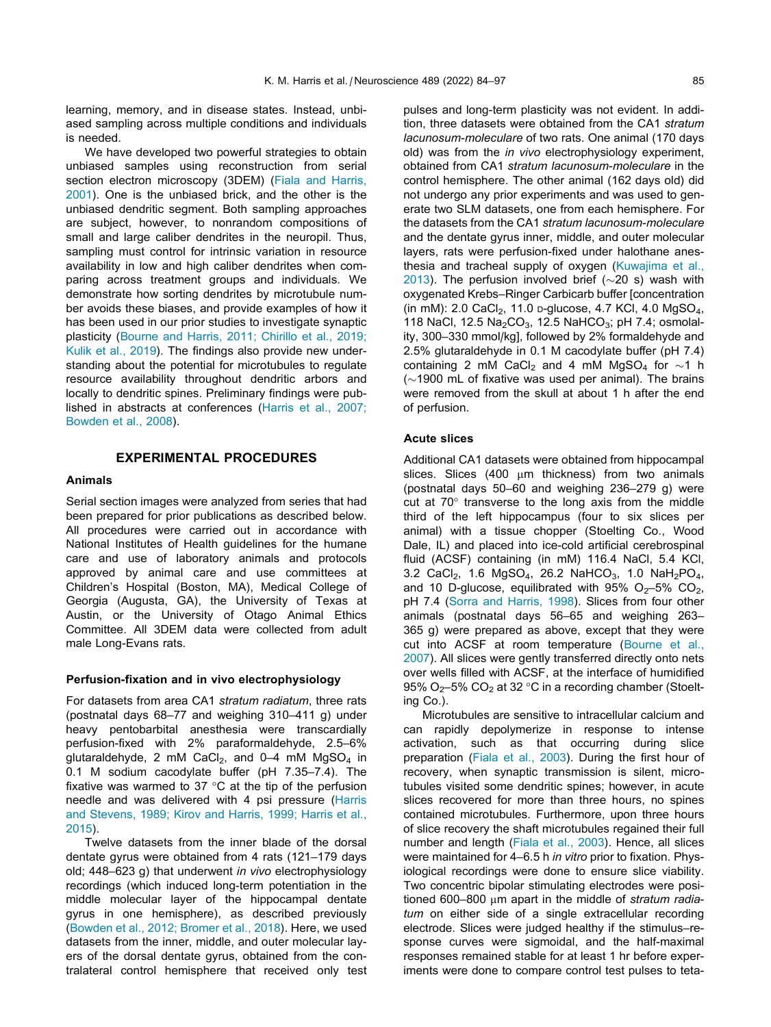learning, memory, and in disease states. Instead, unbiased sampling across multiple conditions and individuals is needed.

We have developed two powerful strategies to obtain unbiased samples using reconstruction from serial section electron microscopy (3DEM) (Fiala and Harris, 2001). One is the unbiased brick, and the other is the unbiased dendritic segment. Both sampling approaches are subject, however, to nonrandom compositions of small and large caliber dendrites in the neuropil. Thus, sampling must control for intrinsic variation in resource availability in low and high caliber dendrites when comparing across treatment groups and individuals. We demonstrate how sorting dendrites by microtubule number avoids these biases, and provide examples of how it has been used in our prior studies to investigate synaptic plasticity (Bourne and Harris, 2011; Chirillo et al., 2019; Kulik et al., 2019). The findings also provide new understanding about the potential for microtubules to regulate resource availability throughout dendritic arbors and locally to dendritic spines. Preliminary findings were published in abstracts at conferences (Harris et al., 2007; Bowden et al., 2008).

## EXPERIMENTAL PROCEDURES

### Animals

Serial section images were analyzed from series that had been prepared for prior publications as described below. All procedures were carried out in accordance with National Institutes of Health guidelines for the humane care and use of laboratory animals and protocols approved by animal care and use committees at Children's Hospital (Boston, MA), Medical College of Georgia (Augusta, GA), the University of Texas at Austin, or the University of Otago Animal Ethics Committee. All 3DEM data were collected from adult male Long-Evans rats.

### Perfusion-fixation and in vivo electrophysiology

For datasets from area CA1 *stratum radiatum*, three rats (postnatal days 68–77 and weighing 310–411 g) under heavy pentobarbital anesthesia were transcardially perfusion-fixed with 2% paraformaldehyde, 2.5–6% glutaraldehyde, 2 mM $CaCl_2$, and 0–4 mM $MgSO_4$ in 0.1 M sodium cacodylate buffer (pH 7.35–7.4). The fixative was warmed to 37 °C at the tip of the perfusion needle and was delivered with 4 psi pressure (Harris and Stevens, 1989; Kirov and Harris, 1999; Harris et al., 2015).

Twelve datasets from the inner blade of the dorsal dentate gyrus were obtained from 4 rats (121–179 days old; 448–623 g) that underwent *in vivo* electrophysiology recordings (which induced long-term potentiation in the middle molecular layer of the hippocampal dentate gyrus in one hemisphere), as described previously (Bowden et al., 2012; Bromer et al., 2018). Here, we used datasets from the inner, middle, and outer molecular layers of the dorsal dentate gyrus, obtained from the contralateral control hemisphere that received only test pulses and long-term plasticity was not evident. In addition, three datasets were obtained from the CA1 *stratum lacunosum-moleculare* of two rats. One animal (170 days old) was from the *in vivo* electrophysiology experiment, obtained from CA1 *stratum lacunosum-moleculare* in the control hemisphere. The other animal (162 days old) did not undergo any prior experiments and was used to generate two SLM datasets, one from each hemisphere. For the datasets from the CA1 *stratum lacunosum-moleculare* and the dentate gyrus inner, middle, and outer molecular layers, rats were perfusion-fixed under halothane anesthesia and tracheal supply of oxygen (Kuwajima et al., 2013). The perfusion involved brief (~20 s) wash with oxygenated Krebs–Ringer Carbicarb buffer [concentration (in mM): 2.0 $CaCl_2$, 11.0 D-glucose, 4.7 KCl, 4.0 $MgSO_4$, 118 NaCl, 12.5 $Na_2CO_3$, 12.5 $NaHCO_3$; pH 7.4; osmolality, 300–330 mmol/kg], followed by 2% formaldehyde and 2.5% glutaraldehyde in 0.1 M cacodylate buffer (pH 7.4) containing 2 mM $CaCl_2$ and 4 mM $MgSO_4$ for ~1 h (~1900 mL of fixative was used per animal). The brains were removed from the skull at about 1 h after the end of perfusion.

### Acute slices

Additional CA1 datasets were obtained from hippocampal slices. Slices (400 μm thickness) from two animals (postnatal days 50–60 and weighing 236–279 g) were cut at 70° transverse to the long axis from the middle third of the left hippocampus (four to six slices per animal) with a tissue chopper (Stoelting Co., Wood Dale, IL) and placed into ice-cold artificial cerebrospinal fluid (ACSF) containing (in mM) 116.4 NaCl, 5.4 KCl, 3.2 $CaCl_2$, 1.6 $MgSO_4$, 26.2 $NaHCO_3$, 1.0 $NaH_2PO_4$, and 10 D-glucose, equilibrated with 95% $O_2$–5% $CO_2$, pH 7.4 (Sorra and Harris, 1998). Slices from four other animals (postnatal days 56–65 and weighing 263–365 g) were prepared as above, except that they were cut into ACSF at room temperature (Bourne et al., 2007). All slices were gently transferred directly onto nets over wells filled with ACSF, at the interface of humidified 95% $O_2$–5% $CO_2$ at 32 °C in a recording chamber (Stoelting Co.).

Microtubules are sensitive to intracellular calcium and can rapidly depolymerize in response to intense activation, such as that occurring during slice preparation (Fiala et al., 2003). During the first hour of recovery, when synaptic transmission is silent, microtubules visited some dendritic spines; however, in acute slices recovered for more than three hours, no spines contained microtubules. Furthermore, upon three hours of slice recovery the shaft microtubules regained their full number and length (Fiala et al., 2003). Hence, all slices were maintained for 4–6.5 h *in vitro* prior to fixation. Physiological recordings were done to ensure slice viability. Two concentric bipolar stimulating electrodes were positioned 600–800 μm apart in the middle of *stratum radiatum* on either side of a single extracellular recording electrode. Slices were judged healthy if the stimulus–response curves were sigmoidal, and the half-maximal responses remained stable for at least 1 hr before experiments were done to compare control test pulses to teta-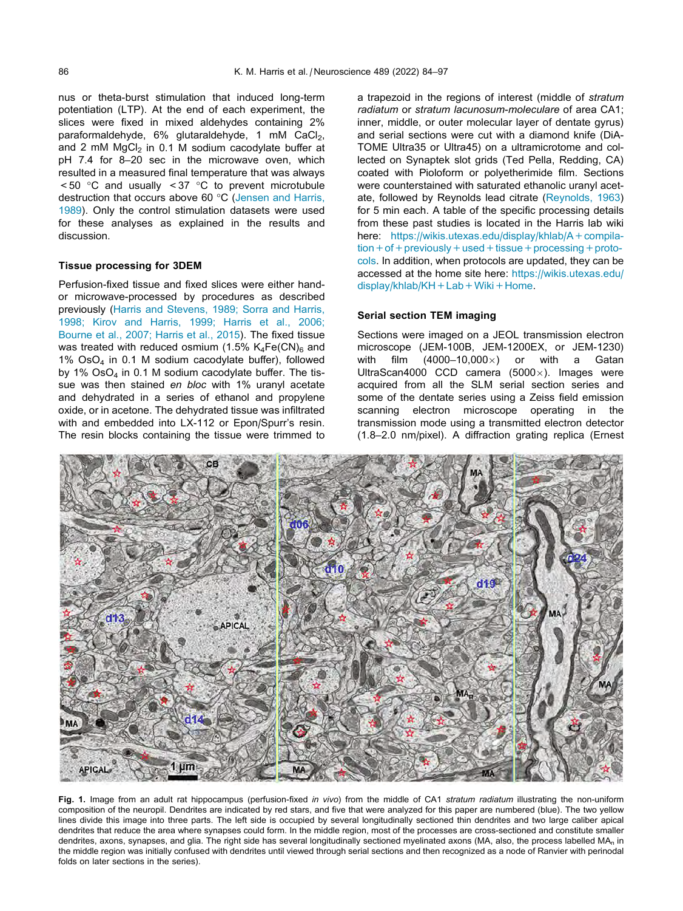nus or theta-burst stimulation that induced long-term potentiation (LTP). At the end of each experiment, the slices were fixed in mixed aldehydes containing 2% paraformaldehyde, 6% glutaraldehyde, 1 mM $CaCl_2$, and 2 mM $MgCl_2$ in 0.1 M sodium cacodylate buffer at pH 7.4 for 8–20 sec in the microwave oven, which resulted in a measured final temperature that was always < 50 °C and usually < 37 °C to prevent microtubule destruction that occurs above 60 °C (Jensen and Harris, 1989). Only the control stimulation datasets were used for these analyses as explained in the results and discussion.

### Tissue processing for 3DEM

Perfusion-fixed tissue and fixed slices were either hand- or microwave-processed by procedures as described previously (Harris and Stevens, 1989; Sorra and Harris, 1998; Kirov and Harris, 1999; Harris et al., 2006; Bourne et al., 2007; Harris et al., 2015). The fixed tissue was treated with reduced osmium (1.5% $K_4Fe(CN)_6$ and 1% $OsO_4$ in 0.1 M sodium cacodylate buffer), followed by 1% $OsO_4$ in 0.1 M sodium cacodylate buffer. The tissue was then stained *en bloc* with 1% uranyl acetate and dehydrated in a series of ethanol and propylene oxide, or in acetone. The dehydrated tissue was infiltrated with and embedded into LX-112 or Epon/Spurr's resin. The resin blocks containing the tissue were trimmed to a trapezoid in the regions of interest (middle of *stratum radiatum* or *stratum lacunosum-moleculare* of area CA1; inner, middle, or outer molecular layer of dentate gyrus) and serial sections were cut with a diamond knife (DiATOME Ultra35 or Ultra45) on a ultramicrotome and collected on Synaptek slot grids (Ted Pella, Redding, CA) coated with Pioloform or polyetherimide film. Sections were counterstained with saturated ethanolic uranyl acetate, followed by Reynolds lead citrate (Reynolds, 1963) for 5 min each. A table of the specific processing details from these past studies is located in the Harris lab wiki here: https://wikis.utexas.edu/display/khlab/A+compilation+of+previously+used+tissue+processing+protocols. In addition, when protocols are updated, they can be accessed at the home site here: https://wikis.utexas.edu/display/khlab/KH+Lab+Wiki+Home.

### Serial section TEM imaging

Sections were imaged on a JEOL transmission electron microscope (JEM-100B, JEM-1200EX, or JEM-1230) with film (4000–10,000×) or with a Gatan UltraScan4000 CCD camera (5000×). Images were acquired from all the SLM serial section series and some of the dentate series using a Zeiss field emission scanning electron microscope operating in the transmission mode using a transmitted electron detector (1.8–2.0 nm/pixel). A diffraction grating replica (Ernest

**Fig. 1.** Image from an adult rat hippocampus (perfusion-fixed *in vivo*) from the middle of CA1 *stratum radiatum* illustrating the non-uniform composition of the neuropil. Dendrites are indicated by red stars, and five that were analyzed for this paper are numbered (blue). The two yellow lines divide this image into three parts. The left side is occupied by several longitudinally sectioned thin dendrites and two large caliber apical dendrites that reduce the area where synapses could form. In the middle region, most of the processes are cross-sectioned and constitute smaller dendrites, axons, synapses, and glia. The right side has several longitudinally sectioned myelinated axons (MA, also, the process labelled $MA_n$ in the middle region was initially confused with dendrites until viewed through serial sections and then recognized as a node of Ranvier with perinodal folds on later sections in the series).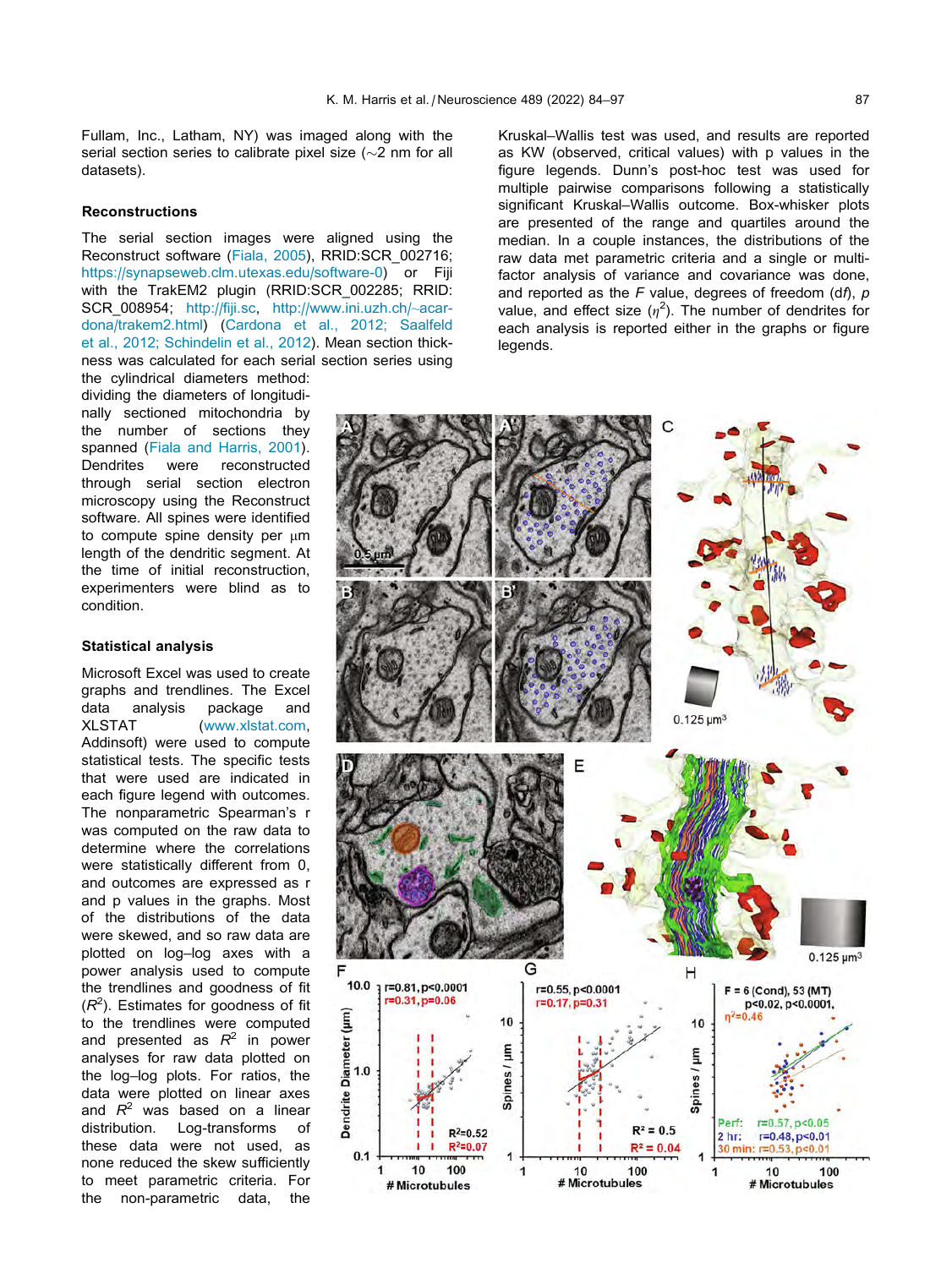Fullam, Inc., Latham, NY) was imaged along with the serial section series to calibrate pixel size (∼2 nm for all datasets).

### Reconstructions

The serial section images were aligned using the Reconstruct software (Fiala, 2005), RRID:SCR_002716; https://synapseweb.clm.utexas.edu/software-0) or Fiji with the TrakEM2 plugin (RRID:SCR_002285; RRID: SCR_008954; http://fiji.sc, http://www.ini.uzh.ch/~acardona/trakem2.html) (Cardona et al., 2012; Saalfeld et al., 2012; Schindelin et al., 2012). Mean section thickness was calculated for each serial section series using the cylindrical diameters method: dividing the diameters of longitudinally sectioned mitochondria by the number of sections they spanned (Fiala and Harris, 2001). Dendrites were reconstructed through serial section electron microscopy using the Reconstruct software. All spines were identified to compute spine density per μm length of the dendritic segment. At the time of initial reconstruction, experimenters were blind as to condition.

### Statistical analysis

Microsoft Excel was used to create graphs and trendlines. The Excel data analysis package and XLSTAT (www.xlstat.com, Addinsoft) were used to compute statistical tests. The specific tests that were used are indicated in each figure legend with outcomes. The nonparametric Spearman's r was computed on the raw data to determine where the correlations were statistically different from 0, and outcomes are expressed as r and p values in the graphs. Most of the distributions of the data were skewed, and so raw data are plotted on log–log axes with a power analysis used to compute the trendlines and goodness of fit ($R^2$). Estimates for goodness of fit to the trendlines were computed and presented as $R^2$ in power analyses for raw data plotted on the log–log plots. For ratios, the data were plotted on linear axes and $R^2$ was based on a linear distribution. Log-transforms of these data were not used, as none reduced the skew sufficiently to meet parametric criteria. For the non-parametric data, the Kruskal–Wallis test was used, and results are reported as KW (observed, critical values) with p values in the figure legends. Dunn's post-hoc test was used for multiple pairwise comparisons following a statistically significant Kruskal–Wallis outcome. Box-whisker plots are presented of the range and quartiles around the median. In a couple instances, the distributions of the raw data met parametric criteria and a single or multifactor analysis of variance and covariance was done, and reported as the *F* value, degrees of freedom (*df*), *p* value, and effect size ($\eta^2$). The number of dendrites for each analysis is reported either in the graphs or figure legends.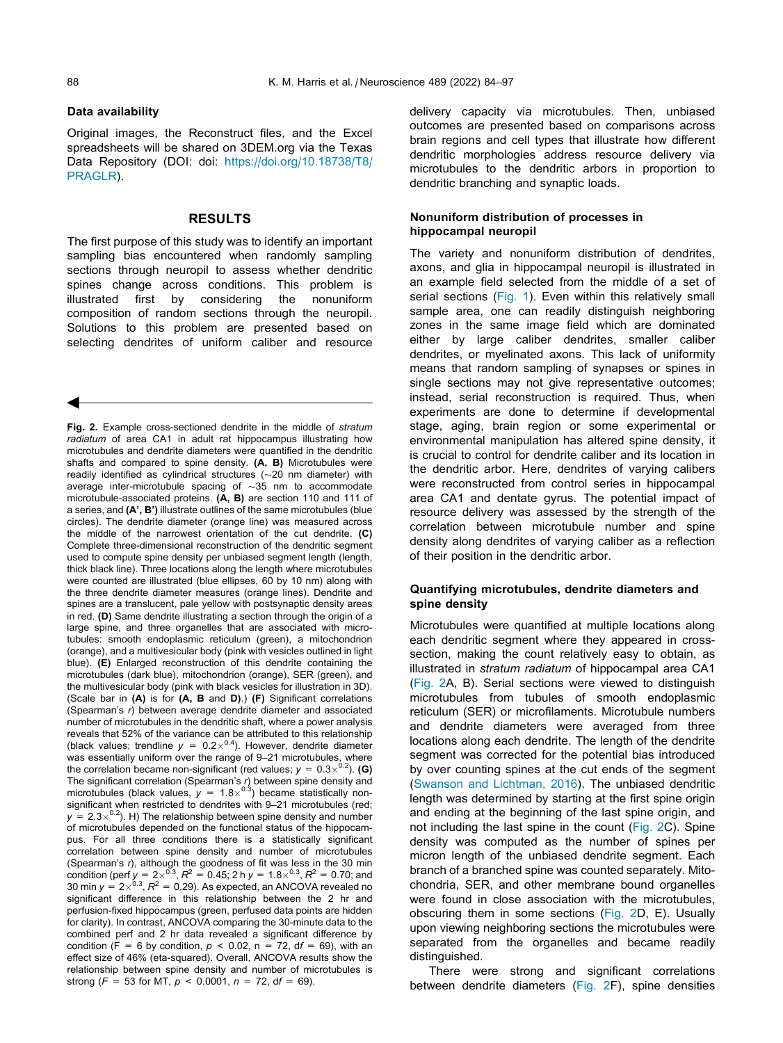## Data availability

Original images, the Reconstruct files, and the Excel spreadsheets will be shared on 3DEM.org via the Texas Data Repository (DOI: doi: https://doi.org/10.18738/T8/PRAGLR).

## RESULTS

The first purpose of this study was to identify an important sampling bias encountered when randomly sampling sections through neuropil to assess whether dendritic spines change across conditions. This problem is illustrated first by considering the nonuniform composition of random sections through the neuropil. Solutions to this problem are presented based on selecting dendrites of uniform caliber and resource delivery capacity via microtubules. Then, unbiased outcomes are presented based on comparisons across brain regions and cell types that illustrate how different dendritic morphologies address resource delivery via microtubules to the dendritic arbors in proportion to dendritic branching and synaptic loads.

### Nonuniform distribution of processes in hippocampal neuropil

The variety and nonuniform distribution of dendrites, axons, and glia in hippocampal neuropil is illustrated in an example field selected from the middle of a set of serial sections (Fig. 1). Even within this relatively small sample area, one can readily distinguish neighboring zones in the same image field which are dominated either by large caliber dendrites, smaller caliber dendrites, or myelinated axons. This lack of uniformity means that random sampling of synapses or spines in single sections may not give representative outcomes; instead, serial reconstruction is required. Thus, when experiments are done to determine if developmental stage, aging, brain region or some experimental or environmental manipulation has altered spine density, it is crucial to control for dendrite caliber and its location in the dendritic arbor. Here, dendrites of varying calibers were reconstructed from control series in hippocampal area CA1 and dentate gyrus. The potential impact of resource delivery was assessed by the strength of the correlation between microtubule number and spine density along dendrites of varying caliber as a reflection of their position in the dendritic arbor.

### Quantifying microtubules, dendrite diameters and spine density

Microtubules were quantified at multiple locations along each dendritic segment where they appeared in cross-section, making the count relatively easy to obtain, as illustrated in *stratum radiatum* of hippocampal area CA1 (Fig. 2A, B). Serial sections were viewed to distinguish microtubules from tubules of smooth endoplasmic reticulum (SER) or microfilaments. Microtubule numbers and dendrite diameters were averaged from three locations along each dendrite. The length of the dendrite segment was corrected for the potential bias introduced by over counting spines at the cut ends of the segment (Swanson and Lichtman, 2016). The unbiased dendritic length was determined by starting at the first spine origin and ending at the beginning of the last spine origin, and not including the last spine in the count (Fig. 2C). Spine density was computed as the number of spines per micron length of the unbiased dendrite segment. Each branch of a branched spine was counted separately. Mitochondria, SER, and other membrane bound organelles were found in close association with the microtubules, obscuring them in some sections (Fig. 2D, E). Usually upon viewing neighboring sections the microtubules were separated from the organelles and became readily distinguished.

There were strong and significant correlations between dendrite diameters (Fig. 2F), spine densities

**Fig. 2.** Example cross-sectioned dendrite in the middle of *stratum radiatum* of area CA1 in adult rat hippocampus illustrating how microtubules and dendrite diameters were quantified in the dendritic shafts and compared to spine density. **(A, B)** Microtubules were readily identified as cylindrical structures (~20 nm diameter) with average inter-microtubule spacing of ~35 nm to accommodate microtubule-associated proteins. **(A, B)** are section 110 and 111 of a series, and **(A′, B′)** illustrate outlines of the same microtubules (blue circles). The dendrite diameter (orange line) was measured across the middle of the narrowest orientation of the cut dendrite. **(C)** Complete three-dimensional reconstruction of the dendritic segment used to compute spine density per unbiased segment length (length, thick black line). Three locations along the length where microtubules were counted are illustrated (blue ellipses, 60 by 10 nm) along with the three dendrite diameter measures (orange lines). Dendrite and spines are a translucent, pale yellow with postsynaptic density areas in red. **(D)** Same dendrite illustrating a section through the origin of a large spine, and three organelles that are associated with microtubules: smooth endoplasmic reticulum (green), a mitochondrion (orange), and a multivesicular body (pink with vesicles outlined in light blue). **(E)** Enlarged reconstruction of this dendrite containing the microtubules (dark blue), mitochondrion (orange), SER (green), and the multivesicular body (pink with black vesicles for illustration in 3D). (Scale bar in **(A)** is for **(A, B** and **D)**.) **(F)** Significant correlations (Spearman's *r*) between average dendrite diameter and associated number of microtubules in the dendritic shaft, where a power analysis reveals that 52% of the variance can be attributed to this relationship (black values; trendline $y = 0.2\times^{0.4}$). However, dendrite diameter was essentially uniform over the range of 9–21 microtubules, where the correlation became non-significant (red values; $y = 0.3\times^{0.2}$). **(G)** The significant correlation (Spearman's *r*) between spine density and microtubules (black values, $y = 1.8\times^{0.3}$) became statistically non-significant when restricted to dendrites with 9–21 microtubules (red; $y = 2.3\times^{0.2}$). H) The relationship between spine density and number of microtubules depended on the functional status of the hippocampus. For all three conditions there is a statistically significant correlation between spine density and number of microtubules (Spearman's *r*), although the goodness of fit was less in the 30 min condition (perf $y = 2\times^{0.3}$, $R^2 = 0.45$; 2 h $y = 1.8\times^{0.3}$, $R^2 = 0.70$; and 30 min $y = 2\times^{0.3}$, $R^2 = 0.29$). As expected, an ANCOVA revealed no significant difference in this relationship between the 2 hr and perfusion-fixed hippocampus (green, perfused data points are hidden for clarity). In contrast, ANCOVA comparing the 30-minute data to the combined perf and 2 hr data revealed a significant difference by condition ($F = 6$ by condition, $p < 0.02$, $n = 72$, $df = 69$), with an effect size of 46% (eta-squared). Overall, ANCOVA results show the relationship between spine density and number of microtubules is strong ($F = 53$ for MT, $p < 0.0001$, $n = 72$, $df = 69$).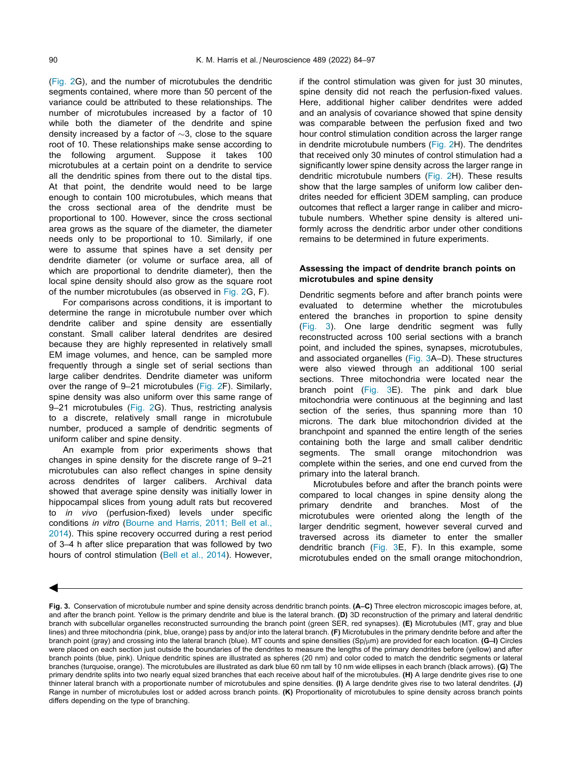(Fig. 2G), and the number of microtubules the dendritic segments contained, where more than 50 percent of the variance could be attributed to these relationships. The number of microtubules increased by a factor of 10 while both the diameter of the dendrite and spine density increased by a factor of ∼3, close to the square root of 10. These relationships make sense according to the following argument. Suppose it takes 100 microtubules at a certain point on a dendrite to service all the dendritic spines from there out to the distal tips. At that point, the dendrite would need to be large enough to contain 100 microtubules, which means that the cross sectional area of the dendrite must be proportional to 100. However, since the cross sectional area grows as the square of the diameter, the diameter needs only to be proportional to 10. Similarly, if one were to assume that spines have a set density per dendrite diameter (or volume or surface area, all of which are proportional to dendrite diameter), then the local spine density should also grow as the square root of the number microtubules (as observed in Fig. 2G, F).

For comparisons across conditions, it is important to determine the range in microtubule number over which dendrite caliber and spine density are essentially constant. Small caliber lateral dendrites are desired because they are highly represented in relatively small EM image volumes, and hence, can be sampled more frequently through a single set of serial sections than large caliber dendrites. Dendrite diameter was uniform over the range of 9–21 microtubules (Fig. 2F). Similarly, spine density was also uniform over this same range of 9–21 microtubules (Fig. 2G). Thus, restricting analysis to a discrete, relatively small range in microtubule number, produced a sample of dendritic segments of uniform caliber and spine density.

An example from prior experiments shows that changes in spine density for the discrete range of 9–21 microtubules can also reflect changes in spine density across dendrites of larger calibers. Archival data showed that average spine density was initially lower in hippocampal slices from young adult rats but recovered to *in vivo* (perfusion-fixed) levels under specific conditions *in vitro* (Bourne and Harris, 2011; Bell et al., 2014). This spine recovery occurred during a rest period of 3–4 h after slice preparation that was followed by two hours of control stimulation (Bell et al., 2014). However, if the control stimulation was given for just 30 minutes, spine density did not reach the perfusion-fixed values. Here, additional higher caliber dendrites were added and an analysis of covariance showed that spine density was comparable between the perfusion fixed and two hour control stimulation condition across the larger range in dendrite microtubule numbers (Fig. 2H). The dendrites that received only 30 minutes of control stimulation had a significantly lower spine density across the larger range in dendritic microtubule numbers (Fig. 2H). These results show that the large samples of uniform low caliber dendrites needed for efficient 3DEM sampling, can produce outcomes that reflect a larger range in caliber and microtubule numbers. Whether spine density is altered uniformly across the dendritic arbor under other conditions remains to be determined in future experiments.

### Assessing the impact of dendrite branch points on microtubules and spine density

Dendritic segments before and after branch points were evaluated to determine whether the microtubules entered the branches in proportion to spine density (Fig. 3). One large dendritic segment was fully reconstructed across 100 serial sections with a branch point, and included the spines, synapses, microtubules, and associated organelles (Fig. 3A–D). These structures were also viewed through an additional 100 serial sections. Three mitochondria were located near the branch point (Fig. 3E). The pink and dark blue mitochondria were continuous at the beginning and last section of the series, thus spanning more than 10 microns. The dark blue mitochondrion divided at the branchpoint and spanned the entire length of the series containing both the large and small caliber dendritic segments. The small orange mitochondrion was complete within the series, and one end curved from the primary into the lateral branch.

Microtubules before and after the branch points were compared to local changes in spine density along the primary dendrite and branches. Most of the microtubules were oriented along the length of the larger dendritic segment, however several curved and traversed across its diameter to enter the smaller dendritic branch (Fig. 3E, F). In this example, some microtubules ended on the small orange mitochondrion,

**Fig. 3.** Conservation of microtubule number and spine density across dendritic branch points. **(A–C)** Three electron microscopic images before, at, and after the branch point. Yellow is the primary dendrite and blue is the lateral branch. **(D)** 3D reconstruction of the primary and lateral dendritic branch with subcellular organelles reconstructed surrounding the branch point (green SER, red synapses). **(E)** Microtubules (MT, gray and blue lines) and three mitochondria (pink, blue, orange) pass by and/or into the lateral branch. **(F)** Microtubules in the primary dendrite before and after the branch point (gray) and crossing into the lateral branch (blue). MT counts and spine densities (Sp/μm) are provided for each location. **(G–I)** Circles were placed on each section just outside the boundaries of the dendrites to measure the lengths of the primary dendrites before (yellow) and after branch points (blue, pink). Unique dendritic spines are illustrated as spheres (20 nm) and color coded to match the dendritic segments or lateral branches (turquoise, orange). The microtubules are illustrated as dark blue 60 nm tall by 10 nm wide ellipses in each branch (black arrows). **(G)** The primary dendrite splits into two nearly equal sized branches that each receive about half of the microtubules. **(H)** A large dendrite gives rise to one thinner lateral branch with a proportionate number of microtubules and spine densities. **(I)** A large dendrite gives rise to two lateral dendrites. **(J)** Range in number of microtubules lost or added across branch points. **(K)** Proportionality of microtubules to spine density across branch points differs depending on the type of branching.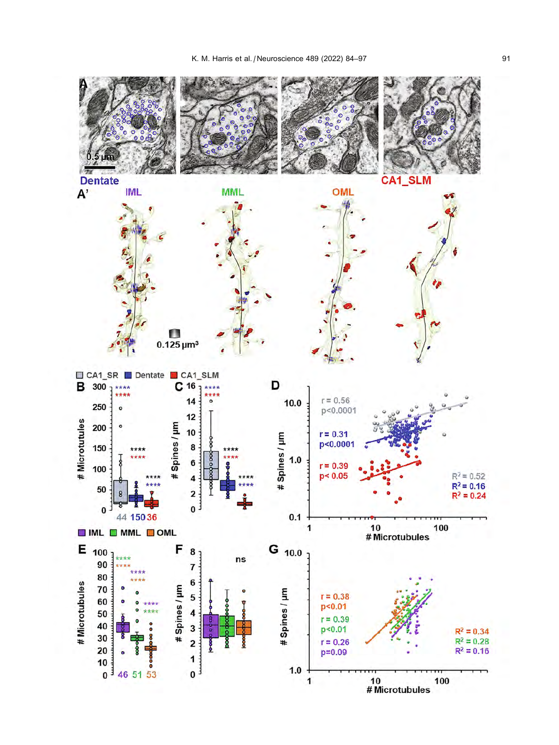A

0.5 μm

Dentate

CA1_SLM

A'

IML MML OML

0.125 μm³

CA1_SR Dentate CA1_SLM

B

# Microtubules

44 150 36

C

# Spines / μm

D

r = 0.56
p<0.0001

r = 0.31
p<0.0001

r = 0.39
p< 0.05

$R^2$ = 0.52
$R^2$ = 0.16
$R^2$ = 0.24

# Spines / μm

# Microtubules

IML MML OML

E

# Microtubules

46 51 53

F

ns

# Spines / μm

G

r = 0.38
p<0.01

r = 0.39
p<0.01

r = 0.26
p=0.09

$R^2$ = 0.34
$R^2$ = 0.28
$R^2$ = 0.16

# Spines / μm

# Microtubules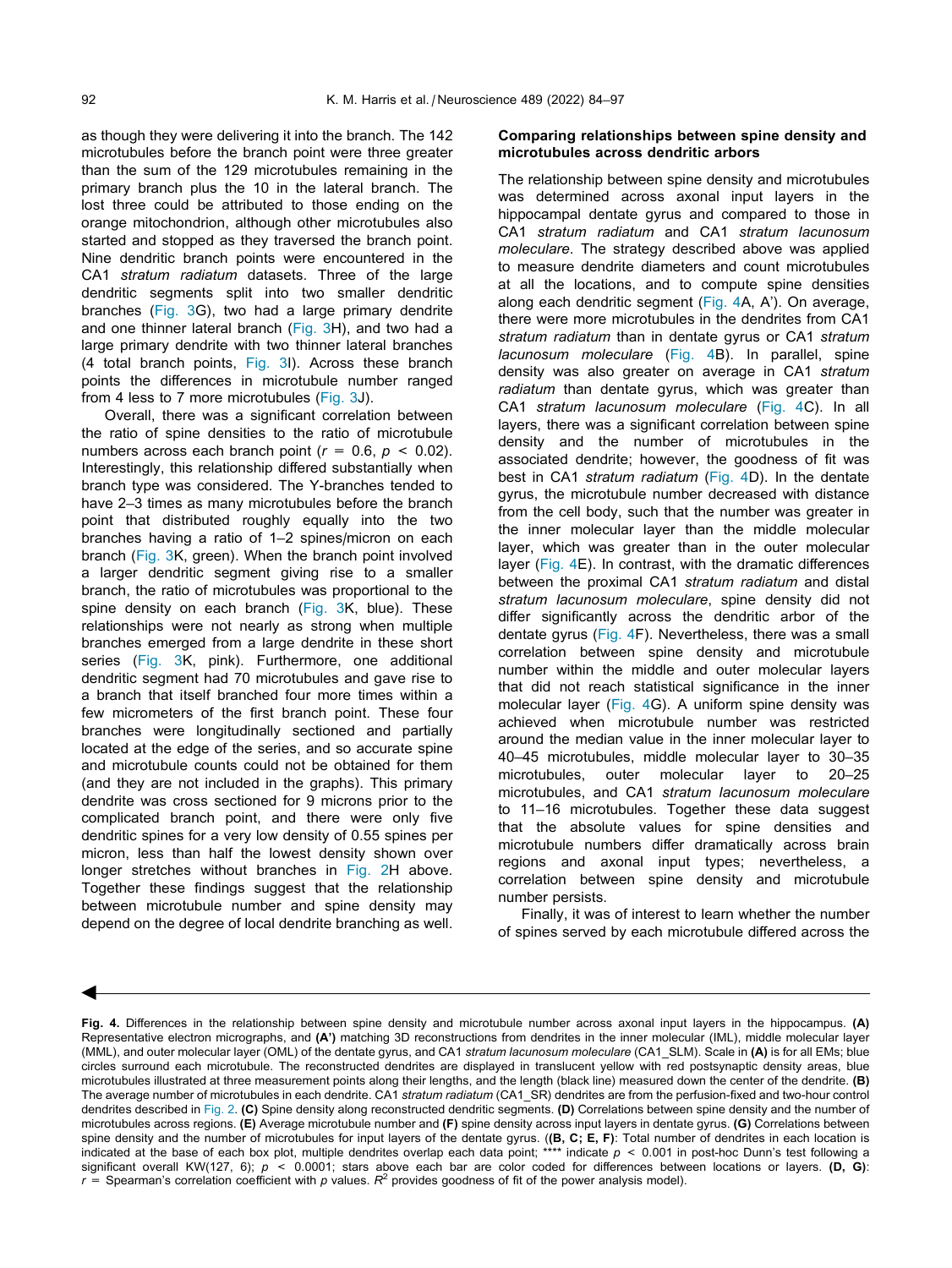as though they were delivering it into the branch. The 142 microtubules before the branch point were three greater than the sum of the 129 microtubules remaining in the primary branch plus the 10 in the lateral branch. The lost three could be attributed to those ending on the orange mitochondrion, although other microtubules also started and stopped as they traversed the branch point. Nine dendritic branch points were encountered in the CA1 *stratum radiatum* datasets. Three of the large dendritic segments split into two smaller dendritic branches (Fig. 3G), two had a large primary dendrite and one thinner lateral branch (Fig. 3H), and two had a large primary dendrite with two thinner lateral branches (4 total branch points, Fig. 3I). Across these branch points the differences in microtubule number ranged from 4 less to 7 more microtubules (Fig. 3J).

Overall, there was a significant correlation between the ratio of spine densities to the ratio of microtubule numbers across each branch point ($r = 0.6$, $p < 0.02$). Interestingly, this relationship differed substantially when branch type was considered. The Y-branches tended to have 2–3 times as many microtubules before the branch point that distributed roughly equally into the two branches having a ratio of 1–2 spines/micron on each branch (Fig. 3K, green). When the branch point involved a larger dendritic segment giving rise to a smaller branch, the ratio of microtubules was proportional to the spine density on each branch (Fig. 3K, blue). These relationships were not nearly as strong when multiple branches emerged from a large dendrite in these short series (Fig. 3K, pink). Furthermore, one additional dendritic segment had 70 microtubules and gave rise to a branch that itself branched four more times within a few micrometers of the first branch point. These four branches were longitudinally sectioned and partially located at the edge of the series, and so accurate spine and microtubule counts could not be obtained for them (and they are not included in the graphs). This primary dendrite was cross sectioned for 9 microns prior to the complicated branch point, and there were only five dendritic spines for a very low density of 0.55 spines per micron, less than half the lowest density shown over longer stretches without branches in Fig. 2H above. Together these findings suggest that the relationship between microtubule number and spine density may depend on the degree of local dendrite branching as well.

### Comparing relationships between spine density and microtubules across dendritic arbors

The relationship between spine density and microtubules was determined across axonal input layers in the hippocampal dentate gyrus and compared to those in CA1 *stratum radiatum* and CA1 *stratum lacunosum moleculare*. The strategy described above was applied to measure dendrite diameters and count microtubules at all the locations, and to compute spine densities along each dendritic segment (Fig. 4A, A'). On average, there were more microtubules in the dendrites from CA1 *stratum radiatum* than in dentate gyrus or CA1 *stratum lacunosum moleculare* (Fig. 4B). In parallel, spine density was also greater on average in CA1 *stratum radiatum* than dentate gyrus, which was greater than CA1 *stratum lacunosum moleculare* (Fig. 4C). In all layers, there was a significant correlation between spine density and the number of microtubules in the associated dendrite; however, the goodness of fit was best in CA1 *stratum radiatum* (Fig. 4D). In the dentate gyrus, the microtubule number decreased with distance from the cell body, such that the number was greater in the inner molecular layer than the middle molecular layer, which was greater than in the outer molecular layer (Fig. 4E). In contrast, with the dramatic differences between the proximal CA1 *stratum radiatum* and distal *stratum lacunosum moleculare*, spine density did not differ significantly across the dendritic arbor of the dentate gyrus (Fig. 4F). Nevertheless, there was a small correlation between spine density and microtubule number within the middle and outer molecular layers that did not reach statistical significance in the inner molecular layer (Fig. 4G). A uniform spine density was achieved when microtubule number was restricted around the median value in the inner molecular layer to 40–45 microtubules, middle molecular layer to 30–35 microtubules, outer molecular layer to 20–25 microtubules, and CA1 *stratum lacunosum moleculare* to 11–16 microtubules. Together these data suggest that the absolute values for spine densities and microtubule numbers differ dramatically across brain regions and axonal input types; nevertheless, a correlation between spine density and microtubule number persists.

Finally, it was of interest to learn whether the number of spines served by each microtubule differed across the

**Fig. 4.** Differences in the relationship between spine density and microtubule number across axonal input layers in the hippocampus. **(A)** Representative electron micrographs, and **(A')** matching 3D reconstructions from dendrites in the inner molecular (IML), middle molecular layer (MML), and outer molecular layer (OML) of the dentate gyrus, and CA1 *stratum lacunosum moleculare* (CA1_SLM). Scale in **(A)** is for all EMs; blue circles surround each microtubule. The reconstructed dendrites are displayed in translucent yellow with red postsynaptic density areas, blue microtubules illustrated at three measurement points along their lengths, and the length (black line) measured down the center of the dendrite. **(B)** The average number of microtubules in each dendrite. CA1 *stratum radiatum* (CA1_SR) dendrites are from the perfusion-fixed and two-hour control dendrites described in Fig. 2. **(C)** Spine density along reconstructed dendritic segments. **(D)** Correlations between spine density and the number of microtubules across regions. **(E)** Average microtubule number and **(F)** spine density across input layers in dentate gyrus. **(G)** Correlations between spine density and the number of microtubules for input layers of the dentate gyrus. (**(B, C; E, F)**: Total number of dendrites in each location is indicated at the base of each box plot, multiple dendrites overlap each data point; **** indicate $p < 0.001$ in post-hoc Dunn's test following a significant overall KW(127, 6); $p < 0.0001$; stars above each bar are color coded for differences between locations or layers. **(D, G)**: $r$ = Spearman's correlation coefficient with $p$ values. $R^2$ provides goodness of fit of the power analysis model).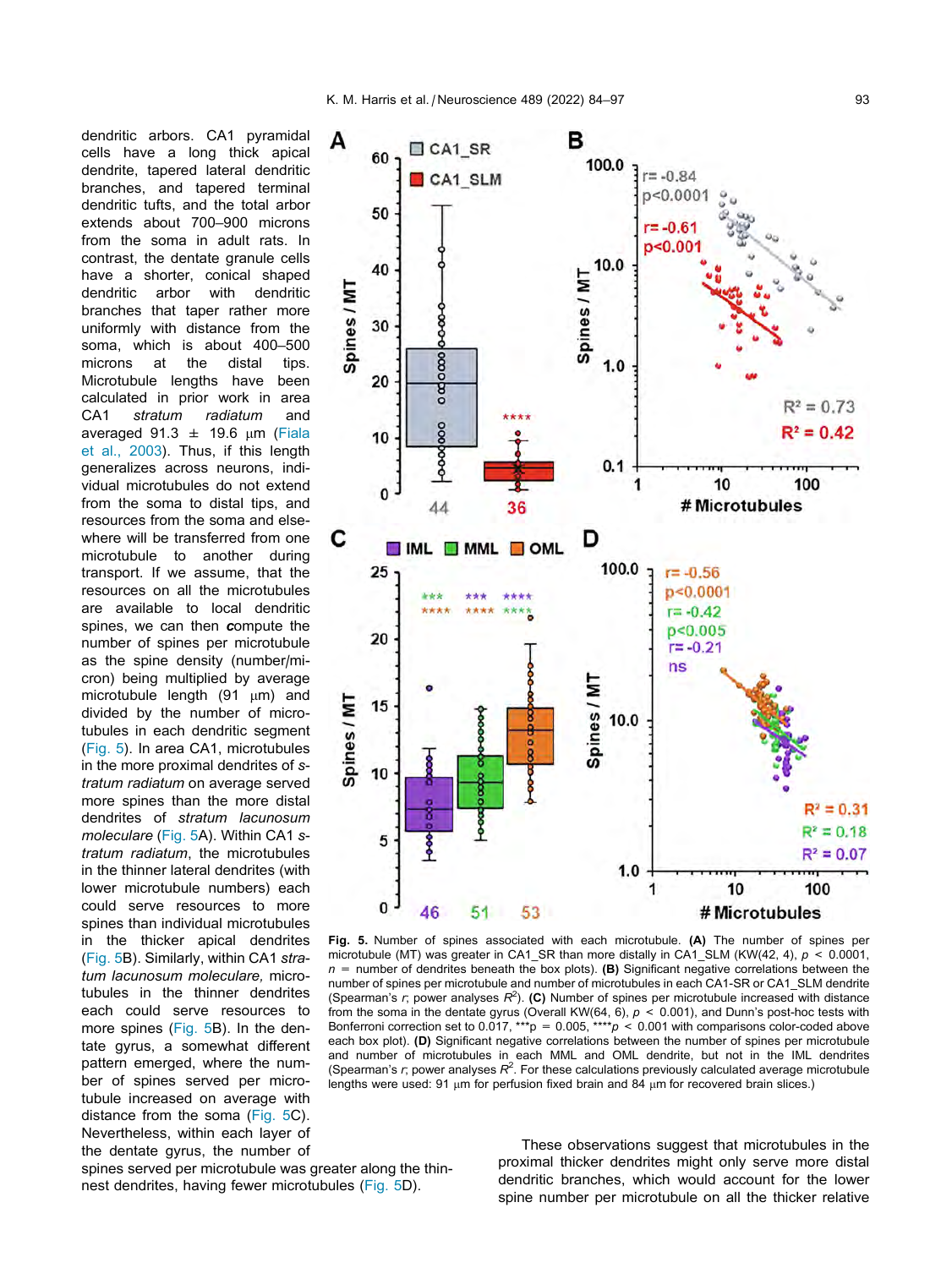dendritic arbors. CA1 pyramidal cells have a long thick apical dendrite, tapered lateral dendritic branches, and tapered terminal dendritic tufts, and the total arbor extends about 700–900 microns from the soma in adult rats. In contrast, the dentate granule cells have a shorter, conical shaped dendritic arbor with dendritic branches that taper rather more uniformly with distance from the soma, which is about 400–500 microns at the distal tips. Microtubule lengths have been calculated in prior work in area CA1 *stratum radiatum* and averaged 91.3 ± 19.6 µm (Fiala et al., 2003). Thus, if this length generalizes across neurons, individual microtubules do not extend from the soma to distal tips, and resources from the soma and elsewhere will be transferred from one microtubule to another during transport. If we assume, that the resources on all the microtubules are available to local dendritic spines, we can then compute the number of spines per microtubule as the spine density (number/micron) being multiplied by average microtubule length (91 µm) and divided by the number of microtubules in each dendritic segment (Fig. 5). In area CA1, microtubules in the more proximal dendrites of *stratum radiatum* on average served more spines than the more distal dendrites of *stratum lacunosum moleculare* (Fig. 5A). Within CA1 *stratum radiatum*, the microtubules in the thinner lateral dendrites (with lower microtubule numbers) each could serve resources to more spines than individual microtubules in the thicker apical dendrites (Fig. 5B). Similarly, within CA1 *stratum lacunosum moleculare,* microtubules in the thinner dendrites each could serve resources to more spines (Fig. 5B). In the dentate gyrus, a somewhat different pattern emerged, where the number of spines served per microtubule increased on average with distance from the soma (Fig. 5C). Nevertheless, within each layer of the dentate gyrus, the number of spines served per microtubule was greater along the thinnest dendrites, having fewer microtubules (Fig. 5D).

**Fig. 5.** Number of spines associated with each microtubule. **(A)** The number of spines per microtubule (MT) was greater in CA1_SR than more distally in CA1_SLM (KW(42, 4), $p < 0.0001$, $n$ = number of dendrites beneath the box plots). **(B)** Significant negative correlations between the number of spines per microtubule and number of microtubules in each CA1-SR or CA1_SLM dendrite (Spearman's $r$; power analyses $R^2$). **(C)** Number of spines per microtubule increased with distance from the soma in the dentate gyrus (Overall KW(64, 6), $p < 0.001$), and Dunn's post-hoc tests with Bonferroni correction set to 0.017, ***p = 0.005, ****$p < 0.001$ with comparisons color-coded above each box plot). **(D)** Significant negative correlations between the number of spines per microtubule and number of microtubules in each MML and OML dendrite, but not in the IML dendrites (Spearman's $r$; power analyses $R^2$. For these calculations previously calculated average microtubule lengths were used: 91 µm for perfusion fixed brain and 84 µm for recovered brain slices.)

These observations suggest that microtubules in the proximal thicker dendrites might only serve more distal dendritic branches, which would account for the lower spine number per microtubule on all the thicker relative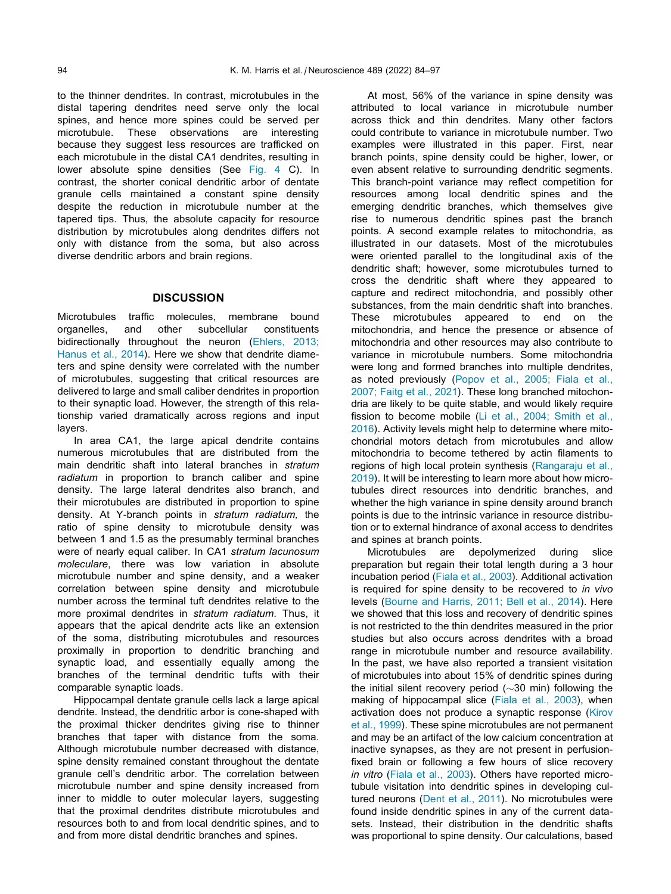to the thinner dendrites. In contrast, microtubules in the distal tapering dendrites need serve only the local spines, and hence more spines could be served per microtubule. These observations are interesting because they suggest less resources are trafficked on each microtubule in the distal CA1 dendrites, resulting in lower absolute spine densities (See Fig. 4 C). In contrast, the shorter conical dendritic arbor of dentate granule cells maintained a constant spine density despite the reduction in microtubule number at the tapered tips. Thus, the absolute capacity for resource distribution by microtubules along dendrites differs not only with distance from the soma, but also across diverse dendritic arbors and brain regions.

## DISCUSSION

Microtubules traffic molecules, membrane bound organelles, and other subcellular constituents bidirectionally throughout the neuron (Ehlers, 2013; Hanus et al., 2014). Here we show that dendrite diameters and spine density were correlated with the number of microtubules, suggesting that critical resources are delivered to large and small caliber dendrites in proportion to their synaptic load. However, the strength of this relationship varied dramatically across regions and input layers.

In area CA1, the large apical dendrite contains numerous microtubules that are distributed from the main dendritic shaft into lateral branches in *stratum radiatum* in proportion to branch caliber and spine density. The large lateral dendrites also branch, and their microtubules are distributed in proportion to spine density. At Y-branch points in *stratum radiatum,* the ratio of spine density to microtubule density was between 1 and 1.5 as the presumably terminal branches were of nearly equal caliber. In CA1 *stratum lacunosum moleculare*, there was low variation in absolute microtubule number and spine density, and a weaker correlation between spine density and microtubule number across the terminal tuft dendrites relative to the more proximal dendrites in *stratum radiatum*. Thus, it appears that the apical dendrite acts like an extension of the soma, distributing microtubules and resources proximally in proportion to dendritic branching and synaptic load, and essentially equally among the branches of the terminal dendritic tufts with their comparable synaptic loads.

Hippocampal dentate granule cells lack a large apical dendrite. Instead, the dendritic arbor is cone-shaped with the proximal thicker dendrites giving rise to thinner branches that taper with distance from the soma. Although microtubule number decreased with distance, spine density remained constant throughout the dentate granule cell's dendritic arbor. The correlation between microtubule number and spine density increased from inner to middle to outer molecular layers, suggesting that the proximal dendrites distribute microtubules and resources both to and from local dendritic spines, and to and from more distal dendritic branches and spines.

At most, 56% of the variance in spine density was attributed to local variance in microtubule number across thick and thin dendrites. Many other factors could contribute to variance in microtubule number. Two examples were illustrated in this paper. First, near branch points, spine density could be higher, lower, or even absent relative to surrounding dendritic segments. This branch-point variance may reflect competition for resources among local dendritic spines and the emerging dendritic branches, which themselves give rise to numerous dendritic spines past the branch points. A second example relates to mitochondria, as illustrated in our datasets. Most of the microtubules were oriented parallel to the longitudinal axis of the dendritic shaft; however, some microtubules turned to cross the dendritic shaft where they appeared to capture and redirect mitochondria, and possibly other substances, from the main dendritic shaft into branches. These microtubules appeared to end on the mitochondria, and hence the presence or absence of mitochondria and other resources may also contribute to variance in microtubule numbers. Some mitochondria were long and formed branches into multiple dendrites, as noted previously (Popov et al., 2005; Fiala et al., 2007; Faitg et al., 2021). These long branched mitochondria are likely to be quite stable, and would likely require fission to become mobile (Li et al., 2004; Smith et al., 2016). Activity levels might help to determine where mitochondrial motors detach from microtubules and allow mitochondria to become tethered by actin filaments to regions of high local protein synthesis (Rangaraju et al., 2019). It will be interesting to learn more about how microtubules direct resources into dendritic branches, and whether the high variance in spine density around branch points is due to the intrinsic variance in resource distribution or to external hindrance of axonal access to dendrites and spines at branch points.

Microtubules are depolymerized during slice preparation but regain their total length during a 3 hour incubation period (Fiala et al., 2003). Additional activation is required for spine density to be recovered to *in vivo* levels (Bourne and Harris, 2011; Bell et al., 2014). Here we showed that this loss and recovery of dendritic spines is not restricted to the thin dendrites measured in the prior studies but also occurs across dendrites with a broad range in microtubule number and resource availability. In the past, we have also reported a transient visitation of microtubules into about 15% of dendritic spines during the initial silent recovery period (~30 min) following the making of hippocampal slice (Fiala et al., 2003), when activation does not produce a synaptic response (Kirov et al., 1999). These spine microtubules are not permanent and may be an artifact of the low calcium concentration at inactive synapses, as they are not present in perfusion-fixed brain or following a few hours of slice recovery *in vitro* (Fiala et al., 2003). Others have reported microtubule visitation into dendritic spines in developing cultured neurons (Dent et al., 2011). No microtubules were found inside dendritic spines in any of the current datasets. Instead, their distribution in the dendritic shafts was proportional to spine density. Our calculations, based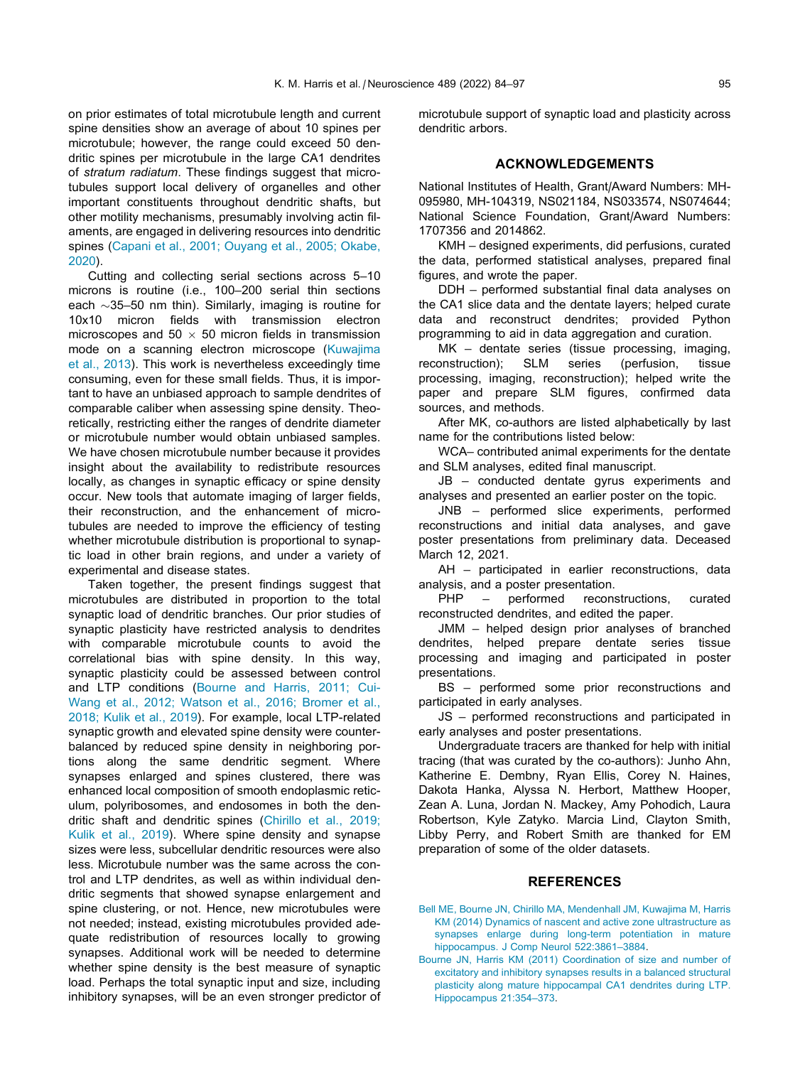on prior estimates of total microtubule length and current spine densities show an average of about 10 spines per microtubule; however, the range could exceed 50 dendritic spines per microtubule in the large CA1 dendrites of *stratum radiatum*. These findings suggest that microtubules support local delivery of organelles and other important constituents throughout dendritic shafts, but other motility mechanisms, presumably involving actin filaments, are engaged in delivering resources into dendritic spines (Capani et al., 2001; Ouyang et al., 2005; Okabe, 2020).

Cutting and collecting serial sections across 5–10 microns is routine (i.e., 100–200 serial thin sections each ~35–50 nm thin). Similarly, imaging is routine for 10x10 micron fields with transmission electron microscopes and 50 × 50 micron fields in transmission mode on a scanning electron microscope (Kuwajima et al., 2013). This work is nevertheless exceedingly time consuming, even for these small fields. Thus, it is important to have an unbiased approach to sample dendrites of comparable caliber when assessing spine density. Theoretically, restricting either the ranges of dendrite diameter or microtubule number would obtain unbiased samples. We have chosen microtubule number because it provides insight about the availability to redistribute resources locally, as changes in synaptic efficacy or spine density occur. New tools that automate imaging of larger fields, their reconstruction, and the enhancement of microtubules are needed to improve the efficiency of testing whether microtubule distribution is proportional to synaptic load in other brain regions, and under a variety of experimental and disease states.

Taken together, the present findings suggest that microtubules are distributed in proportion to the total synaptic load of dendritic branches. Our prior studies of synaptic plasticity have restricted analysis to dendrites with comparable microtubule counts to avoid the correlational bias with spine density. In this way, synaptic plasticity could be assessed between control and LTP conditions (Bourne and Harris, 2011; Cui-Wang et al., 2012; Watson et al., 2016; Bromer et al., 2018; Kulik et al., 2019). For example, local LTP-related synaptic growth and elevated spine density were counterbalanced by reduced spine density in neighboring portions along the same dendritic segment. Where synapses enlarged and spines clustered, there was enhanced local composition of smooth endoplasmic reticulum, polyribosomes, and endosomes in both the dendritic shaft and dendritic spines (Chirillo et al., 2019; Kulik et al., 2019). Where spine density and synapse sizes were less, subcellular dendritic resources were also less. Microtubule number was the same across the control and LTP dendrites, as well as within individual dendritic segments that showed synapse enlargement and spine clustering, or not. Hence, new microtubules were not needed; instead, existing microtubules provided adequate redistribution of resources locally to growing synapses. Additional work will be needed to determine whether spine density is the best measure of synaptic load. Perhaps the total synaptic input and size, including inhibitory synapses, will be an even stronger predictor of microtubule support of synaptic load and plasticity across dendritic arbors.

## ACKNOWLEDGEMENTS

National Institutes of Health, Grant/Award Numbers: MH-095980, MH-104319, NS021184, NS033574, NS074644; National Science Foundation, Grant/Award Numbers: 1707356 and 2014862.

KMH – designed experiments, did perfusions, curated the data, performed statistical analyses, prepared final figures, and wrote the paper.

DDH – performed substantial final data analyses on the CA1 slice data and the dentate layers; helped curate data and reconstruct dendrites; provided Python programming to aid in data aggregation and curation.

MK – dentate series (tissue processing, imaging, reconstruction); SLM series (perfusion, tissue processing, imaging, reconstruction); helped write the paper and prepare SLM figures, confirmed data sources, and methods.

After MK, co-authors are listed alphabetically by last name for the contributions listed below:

WCA– contributed animal experiments for the dentate and SLM analyses, edited final manuscript.

JB – conducted dentate gyrus experiments and analyses and presented an earlier poster on the topic.

JNB – performed slice experiments, performed reconstructions and initial data analyses, and gave poster presentations from preliminary data. Deceased March 12, 2021.

AH – participated in earlier reconstructions, data analysis, and a poster presentation.

PHP – performed reconstructions, curated reconstructed dendrites, and edited the paper.

JMM – helped design prior analyses of branched dendrites, helped prepare dentate series tissue processing and imaging and participated in poster presentations.

BS – performed some prior reconstructions and participated in early analyses.

JS – performed reconstructions and participated in early analyses and poster presentations.

Undergraduate tracers are thanked for help with initial tracing (that was curated by the co-authors): Junho Ahn, Katherine E. Dembny, Ryan Ellis, Corey N. Haines, Dakota Hanka, Alyssa N. Herbort, Matthew Hooper, Zean A. Luna, Jordan N. Mackey, Amy Pohodich, Laura Robertson, Kyle Zatyko. Marcia Lind, Clayton Smith, Libby Perry, and Robert Smith are thanked for EM preparation of some of the older datasets.

## REFERENCES

Bell ME, Bourne JN, Chirillo MA, Mendenhall JM, Kuwajima M, Harris KM (2014) Dynamics of nascent and active zone ultrastructure as synapses enlarge during long-term potentiation in mature hippocampus. J Comp Neurol 522:3861–3884.

Bourne JN, Harris KM (2011) Coordination of size and number of excitatory and inhibitory synapses results in a balanced structural plasticity along mature hippocampal CA1 dendrites during LTP. Hippocampus 21:354–373.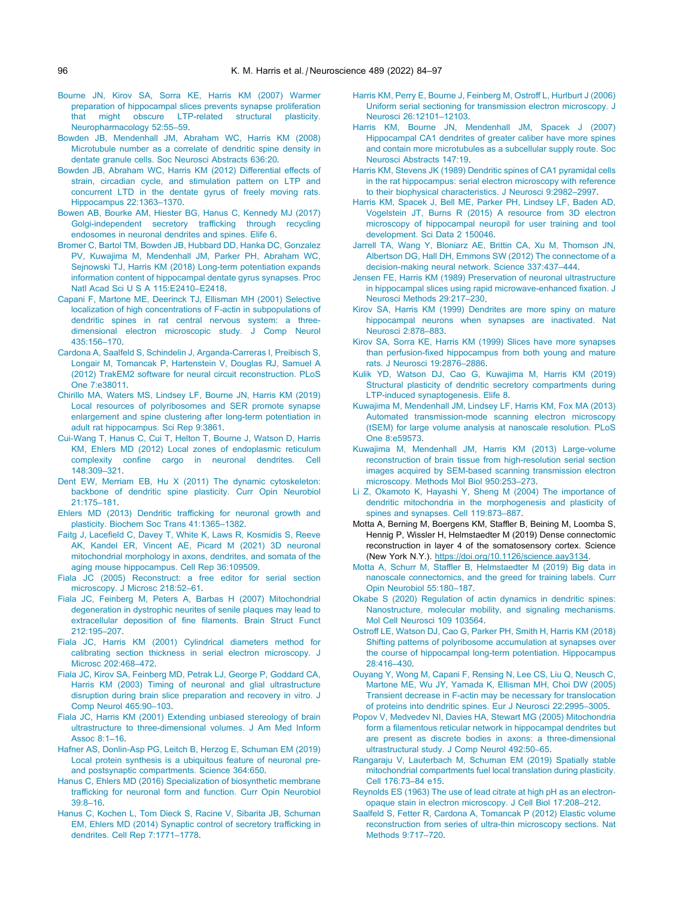Bourne JN, Kirov SA, Sorra KE, Harris KM (2007) Warmer preparation of hippocampal slices prevents synapse proliferation that might obscure LTP-related structural plasticity. Neuropharmacology 52:55–59.

Bowden JB, Mendenhall JM, Abraham WC, Harris KM (2008) Microtubule number as a correlate of dendritic spine density in dentate granule cells. Soc Neurosci Abstracts 636:20.

Bowden JB, Abraham WC, Harris KM (2012) Differential effects of strain, circadian cycle, and stimulation pattern on LTP and concurrent LTD in the dentate gyrus of freely moving rats. Hippocampus 22:1363–1370.

Bowen AB, Bourke AM, Hiester BG, Hanus C, Kennedy MJ (2017) Golgi-independent secretory trafficking through recycling endosomes in neuronal dendrites and spines. Elife 6.

Bromer C, Bartol TM, Bowden JB, Hubbard DD, Hanka DC, Gonzalez PV, Kuwajima M, Mendenhall JM, Parker PH, Abraham WC, Sejnowski TJ, Harris KM (2018) Long-term potentiation expands information content of hippocampal dentate gyrus synapses. Proc Natl Acad Sci U S A 115:E2410–E2418.

Capani F, Martone ME, Deerinck TJ, Ellisman MH (2001) Selective localization of high concentrations of F-actin in subpopulations of dendritic spines in rat central nervous system: a three-dimensional electron microscopic study. J Comp Neurol 435:156–170.

Cardona A, Saalfeld S, Schindelin J, Arganda-Carreras I, Preibisch S, Longair M, Tomancak P, Hartenstein V, Douglas RJ, Samuel A (2012) TrakEM2 software for neural circuit reconstruction. PLoS One 7:e38011.

Chirillo MA, Waters MS, Lindsey LF, Bourne JN, Harris KM (2019) Local resources of polyribosomes and SER promote synapse enlargement and spine clustering after long-term potentiation in adult rat hippocampus. Sci Rep 9:3861.

Cui-Wang T, Hanus C, Cui T, Helton T, Bourne J, Watson D, Harris KM, Ehlers MD (2012) Local zones of endoplasmic reticulum complexity confine cargo in neuronal dendrites. Cell 148:309–321.

Dent EW, Merriam EB, Hu X (2011) The dynamic cytoskeleton: backbone of dendritic spine plasticity. Curr Opin Neurobiol 21:175–181.

Ehlers MD (2013) Dendritic trafficking for neuronal growth and plasticity. Biochem Soc Trans 41:1365–1382.

Faitg J, Lacefield C, Davey T, White K, Laws R, Kosmidis S, Reeve AK, Kandel ER, Vincent AE, Picard M (2021) 3D neuronal mitochondrial morphology in axons, dendrites, and somata of the aging mouse hippocampus. Cell Rep 36:109509.

Fiala JC (2005) Reconstruct: a free editor for serial section microscopy. J Microsc 218:52–61.

Fiala JC, Feinberg M, Peters A, Barbas H (2007) Mitochondrial degeneration in dystrophic neurites of senile plaques may lead to extracellular deposition of fine filaments. Brain Struct Funct 212:195–207.

Fiala JC, Harris KM (2001) Cylindrical diameters method for calibrating section thickness in serial electron microscopy. J Microsc 202:468–472.

Fiala JC, Kirov SA, Feinberg MD, Petrak LJ, George P, Goddard CA, Harris KM (2003) Timing of neuronal and glial ultrastructure disruption during brain slice preparation and recovery in vitro. J Comp Neurol 465:90–103.

Fiala JC, Harris KM (2001) Extending unbiased stereology of brain ultrastructure to three-dimensional volumes. J Am Med Inform Assoc 8:1–16.

Hafner AS, Donlin-Asp PG, Leitch B, Herzog E, Schuman EM (2019) Local protein synthesis is a ubiquitous feature of neuronal pre- and postsynaptic compartments. Science 364:650.

Hanus C, Ehlers MD (2016) Specialization of biosynthetic membrane trafficking for neuronal form and function. Curr Opin Neurobiol 39:8–16.

Hanus C, Kochen L, Tom Dieck S, Racine V, Sibarita JB, Schuman EM, Ehlers MD (2014) Synaptic control of secretory trafficking in dendrites. Cell Rep 7:1771–1778.

Harris KM, Perry E, Bourne J, Feinberg M, Ostroff L, Hurlburt J (2006) Uniform serial sectioning for transmission electron microscopy. J Neurosci 26:12101–12103.

Harris KM, Bourne JN, Mendenhall JM, Spacek J (2007) Hippocampal CA1 dendrites of greater caliber have more spines and contain more microtubules as a subcellular supply route. Soc Neurosci Abstracts 147:19.

Harris KM, Stevens JK (1989) Dendritic spines of CA1 pyramidal cells in the rat hippocampus: serial electron microscopy with reference to their biophysical characteristics. J Neurosci 9:2982–2997.

Harris KM, Spacek J, Bell ME, Parker PH, Lindsey LF, Baden AD, Vogelstein JT, Burns R (2015) A resource from 3D electron microscopy of hippocampal neuropil for user training and tool development. Sci Data 2 150046.

Jarrell TA, Wang Y, Bloniarz AE, Brittin CA, Xu M, Thomson JN, Albertson DG, Hall DH, Emmons SW (2012) The connectome of a decision-making neural network. Science 337:437–444.

Jensen FE, Harris KM (1989) Preservation of neuronal ultrastructure in hippocampal slices using rapid microwave-enhanced fixation. J Neurosci Methods 29:217–230.

Kirov SA, Harris KM (1999) Dendrites are more spiny on mature hippocampal neurons when synapses are inactivated. Nat Neurosci 2:878–883.

Kirov SA, Sorra KE, Harris KM (1999) Slices have more synapses than perfusion-fixed hippocampus from both young and mature rats. J Neurosci 19:2876–2886.

Kulik YD, Watson DJ, Cao G, Kuwajima M, Harris KM (2019) Structural plasticity of dendritic secretory compartments during LTP-induced synaptogenesis. Elife 8.

Kuwajima M, Mendenhall JM, Lindsey LF, Harris KM, Fox MA (2013) Automated transmission-mode scanning electron microscopy (tSEM) for large volume analysis at nanoscale resolution. PLoS One 8:e59573.

Kuwajima M, Mendenhall JM, Harris KM (2013) Large-volume reconstruction of brain tissue from high-resolution serial section images acquired by SEM-based scanning transmission electron microscopy. Methods Mol Biol 950:253–273.

Li Z, Okamoto K, Hayashi Y, Sheng M (2004) The importance of dendritic mitochondria in the morphogenesis and plasticity of spines and synapses. Cell 119:873–887.

Motta A, Berning M, Boergens KM, Staffler B, Beining M, Loomba S, Hennig P, Wissler H, Helmstaedter M (2019) Dense connectomic reconstruction in layer 4 of the somatosensory cortex. Science (New York N.Y.). https://doi.org/10.1126/science.aay3134.

Motta A, Schurr M, Staffler B, Helmstaedter M (2019) Big data in nanoscale connectomics, and the greed for training labels. Curr Opin Neurobiol 55:180–187.

Okabe S (2020) Regulation of actin dynamics in dendritic spines: Nanostructure, molecular mobility, and signaling mechanisms. Mol Cell Neurosci 109 103564.

Ostroff LE, Watson DJ, Cao G, Parker PH, Smith H, Harris KM (2018) Shifting patterns of polyribosome accumulation at synapses over the course of hippocampal long-term potentiation. Hippocampus 28:416–430.

Ouyang Y, Wong M, Capani F, Rensing N, Lee CS, Liu Q, Neusch C, Martone ME, Wu JY, Yamada K, Ellisman MH, Choi DW (2005) Transient decrease in F-actin may be necessary for translocation of proteins into dendritic spines. Eur J Neurosci 22:2995–3005.

Popov V, Medvedev NI, Davies HA, Stewart MG (2005) Mitochondria form a filamentous reticular network in hippocampal dendrites but are present as discrete bodies in axons: a three-dimensional ultrastructural study. J Comp Neurol 492:50–65.

Rangaraju V, Lauterbach M, Schuman EM (2019) Spatially stable mitochondrial compartments fuel local translation during plasticity. Cell 176:73–84 e15.

Reynolds ES (1963) The use of lead citrate at high pH as an electron-opaque stain in electron microscopy. J Cell Biol 17:208–212.

Saalfeld S, Fetter R, Cardona A, Tomancak P (2012) Elastic volume reconstruction from series of ultra-thin microscopy sections. Nat Methods 9:717–720.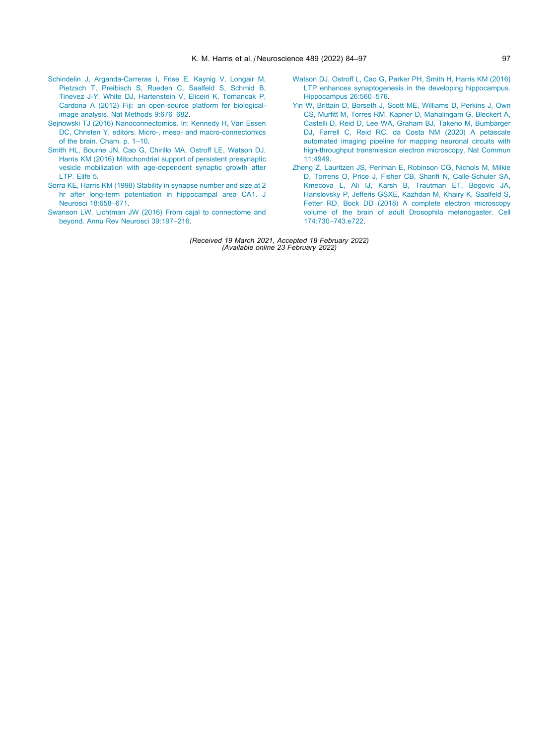Schindelin J, Arganda-Carreras I, Frise E, Kaynig V, Longair M, Pietzsch T, Preibisch S, Rueden C, Saalfeld S, Schmid B, Tinevez J-Y, White DJ, Hartenstein V, Eliceiri K, Tomancak P, Cardona A (2012) Fiji: an open-source platform for biological-image analysis. Nat Methods 9:676–682.

Sejnowski TJ (2016) Nanoconnectomics. In: Kennedy H, Van Essen DC, Christen Y, editors. Micro-, meso- and macro-connectomics of the brain. Cham. p. 1–10.

Smith HL, Bourne JN, Cao G, Chirillo MA, Ostroff LE, Watson DJ, Harris KM (2016) Mitochondrial support of persistent presynaptic vesicle mobilization with age-dependent synaptic growth after LTP. Elife 5.

Sorra KE, Harris KM (1998) Stability in synapse number and size at 2 hr after long-term potentiation in hippocampal area CA1. J Neurosci 18:658–671.

Swanson LW, Lichtman JW (2016) From cajal to connectome and beyond. Annu Rev Neurosci 39:197–216.

Watson DJ, Ostroff L, Cao G, Parker PH, Smith H, Harris KM (2016) LTP enhances synaptogenesis in the developing hippocampus. Hippocampus 26:560–576.

Yin W, Brittain D, Borseth J, Scott ME, Williams D, Perkins J, Own CS, Murfitt M, Torres RM, Kapner D, Mahalingam G, Bleckert A, Castelli D, Reid D, Lee WA, Graham BJ, Takeno M, Bumbarger DJ, Farrell C, Reid RC, da Costa NM (2020) A petascale automated imaging pipeline for mapping neuronal circuits with high-throughput transmission electron microscopy. Nat Commun 11:4949.

Zheng Z, Lauritzen JS, Perlman E, Robinson CG, Nichols M, Milkie D, Torrens O, Price J, Fisher CB, Sharifi N, Calle-Schuler SA, Kmecova L, Ali IJ, Karsh B, Trautman ET, Bogovic JA, Hanslovsky P, Jefferis GSXE, Kazhdan M, Khairy K, Saalfeld S, Fetter RD, Bock DD (2018) A complete electron microscopy volume of the brain of adult Drosophila melanogaster. Cell 174:730–743.e722.

*(Received 19 March 2021, Accepted 18 February 2022)*
*(Available online 23 February 2022)*